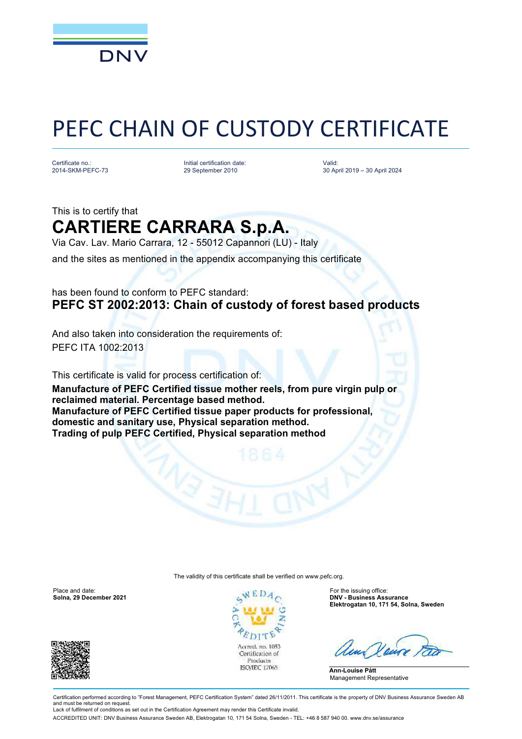DNV

# PEFC CHAIN OF CUSTODY CERTIFICATE

| Certificate no.: | Initial certification date: | Valid: |
| --- | --- | --- |
| 2014-SKM-PEFC-73 | 29 September 2010 | 30 April 2019 – 30 April 2024 |

This is to certify that

## CARTIERE CARRARA S.p.A.

Via Cav. Lav. Mario Carrara, 12 - 55012 Capannori (LU) - Italy

and the sites as mentioned in the appendix accompanying this certificate

has been found to conform to PEFC standard:

**PEFC ST 2002:2013: Chain of custody of forest based products**

And also taken into consideration the requirements of:

PEFC ITA 1002:2013

This certificate is valid for process certification of:

**Manufacture of PEFC Certified tissue mother reels, from pure virgin pulp or reclaimed material. Percentage based method.**
**Manufacture of PEFC Certified tissue paper products for professional, domestic and sanitary use, Physical separation method.**
**Trading of pulp PEFC Certified, Physical separation method**

The validity of this certificate shall be verified on www.pefc.org.

Place and date:
**Solna, 29 December 2021**

SWEDAC ACKREDITERING
Accred. no. 1053
Certification of Products
ISO/IEC 17065

For the issuing office:
**DNV - Business Assurance**
**Elektrogatan 10, 171 54, Solna, Sweden**

**Ann-Louise Pått**
Management Representative

Certification performed according to "Forest Management, PEFC Certification System" dated 26/11/2011. This certificate is the property of DNV Business Assurance Sweden AB and must be returned on request.
Lack of fulfilment of conditions as set out in the Certification Agreement may render this Certificate invalid.

ACCREDITED UNIT: DNV Business Assurance Sweden AB, Elektrogatan 10, 171 54 Solna, Sweden - TEL: +46 8 587 940 00. www.dnv.se/assurance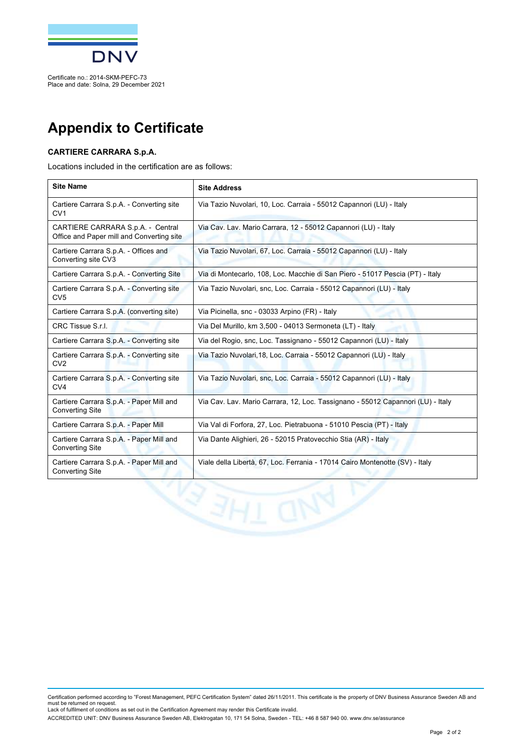Certificate no.: 2014-SKM-PEFC-73
Place and date: Solna, 29 December 2021

# Appendix to Certificate

**CARTIERE CARRARA S.p.A.**

Locations included in the certification are as follows:

| Site Name | Site Address |
|---|---|
| Cartiere Carrara S.p.A. - Converting site CV1 | Via Tazio Nuvolari, 10, Loc. Carraia - 55012 Capannori (LU) - Italy |
| CARTIERE CARRARA S.p.A. - Central Office and Paper mill and Converting site | Via Cav. Lav. Mario Carrara, 12 - 55012 Capannori (LU) - Italy |
| Cartiere Carrara S.p.A. - Offices and Converting site CV3 | Via Tazio Nuvolari, 67, Loc. Carraia - 55012 Capannori (LU) - Italy |
| Cartiere Carrara S.p.A. - Converting Site | Via di Montecarlo, 108, Loc. Macchie di San Piero - 51017 Pescia (PT) - Italy |
| Cartiere Carrara S.p.A. - Converting site CV5 | Via Tazio Nuvolari, snc, Loc. Carraia - 55012 Capannori (LU) - Italy |
| Cartiere Carrara S.p.A. (converting site) | Via Picinella, snc - 03033 Arpino (FR) - Italy |
| CRC Tissue S.r.l. | Via Del Murillo, km 3,500 - 04013 Sermoneta (LT) - Italy |
| Cartiere Carrara S.p.A. - Converting site | Via del Rogio, snc, Loc. Tassignano - 55012 Capannori (LU) - Italy |
| Cartiere Carrara S.p.A. - Converting site CV2 | Via Tazio Nuvolari,18, Loc. Carraia - 55012 Capannori (LU) - Italy |
| Cartiere Carrara S.p.A. - Converting site CV4 | Via Tazio Nuvolari, snc, Loc. Carraia - 55012 Capannori (LU) - Italy |
| Cartiere Carrara S.p.A. - Paper Mill and Converting Site | Via Cav. Lav. Mario Carrara, 12, Loc. Tassignano - 55012 Capannori (LU) - Italy |
| Cartiere Carrara S.p.A. - Paper Mill | Via Val di Forfora, 27, Loc. Pietrabuona - 51010 Pescia (PT) - Italy |
| Cartiere Carrara S.p.A. - Paper Mill and Converting Site | Via Dante Alighieri, 26 - 52015 Pratovecchio Stia (AR) - Italy |
| Cartiere Carrara S.p.A. - Paper Mill and Converting Site | Viale della Libertà, 67, Loc. Ferrania - 17014 Cairo Montenotte (SV) - Italy |

Certification performed according to "Forest Management, PEFC Certification System" dated 26/11/2011. This certificate is the property of DNV Business Assurance Sweden AB and must be returned on request.
Lack of fulfilment of conditions as set out in the Certification Agreement may render this Certificate invalid.

ACCREDITED UNIT: DNV Business Assurance Sweden AB, Elektrogatan 10, 171 54 Solna, Sweden - TEL: +46 8 587 940 00. www.dnv.se/assurance